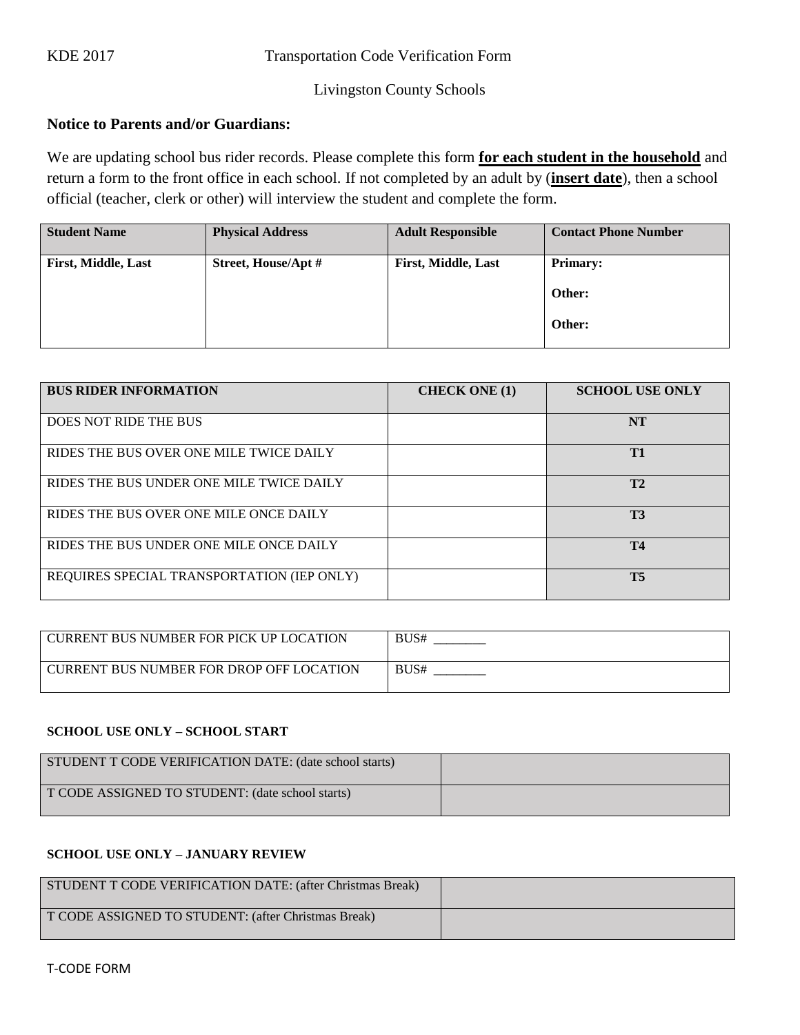KDE 2017 Transportation Code Verification Form

Livingston County Schools

**Notice to Parents and/or Guardians:**

We are updating school bus rider records. Please complete this form **for each student in the household** and return a form to the front office in each school. If not completed by an adult by (**insert date**), then a school official (teacher, clerk or other) will interview the student and complete the form.

| Student Name | Physical Address | Adult Responsible | Contact Phone Number |
|---|---|---|---|
| **First, Middle, Last** | **Street, House/Apt #** | **First, Middle, Last** | **Primary:**<br>**Other:**<br>**Other:** |

| BUS RIDER INFORMATION | CHECK ONE (1) | SCHOOL USE ONLY |
|---|---|---|
| DOES NOT RIDE THE BUS | | **NT** |
| RIDES THE BUS OVER ONE MILE TWICE DAILY | | **T1** |
| RIDES THE BUS UNDER ONE MILE TWICE DAILY | | **T2** |
| RIDES THE BUS OVER ONE MILE ONCE DAILY | | **T3** |
| RIDES THE BUS UNDER ONE MILE ONCE DAILY | | **T4** |
| REQUIRES SPECIAL TRANSPORTATION (IEP ONLY) | | **T5** |

| | |
|---|---|
| CURRENT BUS NUMBER FOR PICK UP LOCATION | BUS# ________ |
| CURRENT BUS NUMBER FOR DROP OFF LOCATION | BUS# ________ |

**SCHOOL USE ONLY – SCHOOL START**

| | |
|---|---|
| STUDENT T CODE VERIFICATION DATE: (date school starts) | |
| T CODE ASSIGNED TO STUDENT: (date school starts) | |

**SCHOOL USE ONLY – JANUARY REVIEW**

| | |
|---|---|
| STUDENT T CODE VERIFICATION DATE: (after Christmas Break) | |
| T CODE ASSIGNED TO STUDENT: (after Christmas Break) | |

T-CODE FORM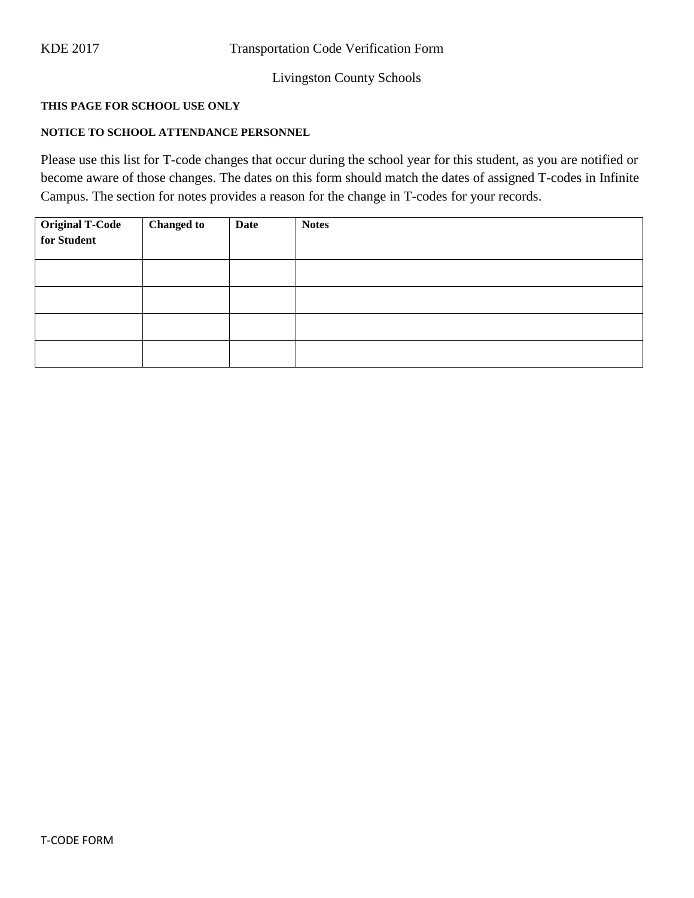KDE 2017 Transportation Code Verification Form

Livingston County Schools

**THIS PAGE FOR SCHOOL USE ONLY**

**NOTICE TO SCHOOL ATTENDANCE PERSONNEL**

Please use this list for T-code changes that occur during the school year for this student, as you are notified or become aware of those changes. The dates on this form should match the dates of assigned T-codes in Infinite Campus. The section for notes provides a reason for the change in T-codes for your records.

| Original T-Code for Student | Changed to | Date | Notes |
|---|---|---|---|
| | | | |
| | | | |
| | | | |
| | | | |

T-CODE FORM